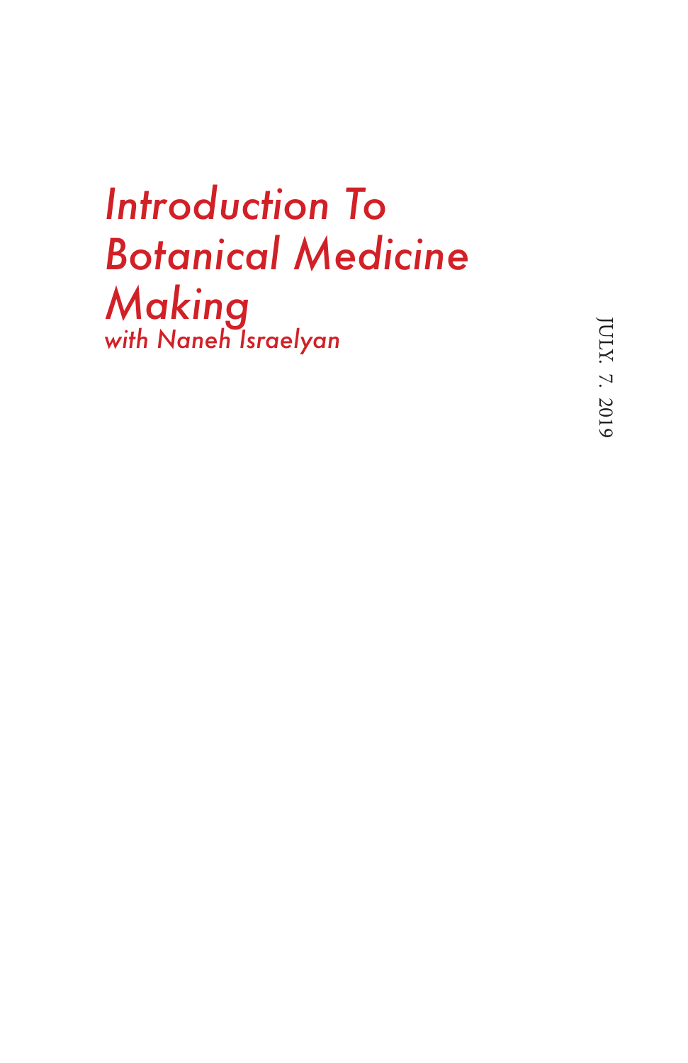# *Introduction To Botanical Medicine Making*

*with Naneh Israelyan*

JULY. 7. 2019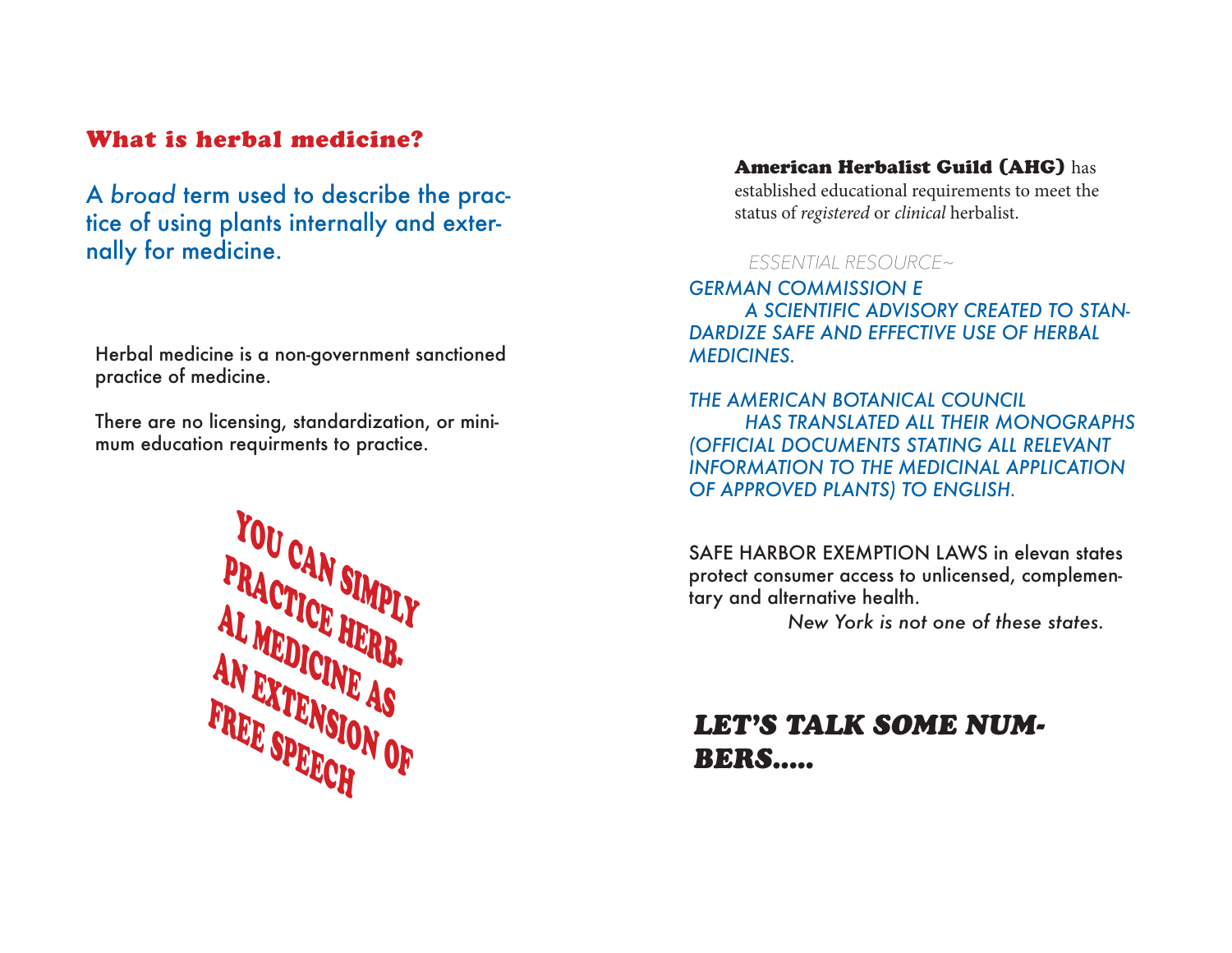## What is herbal medicine?

A *broad* term used to describe the practice of using plants internally and externally for medicine.

Herbal medicine is a non-government sanctioned practice of medicine.

There are no licensing, standardization, or minimum education requirments to practice.

**YOU CAN SIMPLY PRACTICE HERBAL MEDICINE AS AN EXTENSION OF FREE SPEECH**

**American Herbalist Guild (AHG)** has established educational requirements to meet the status of *registered* or *clinical* herbalist.

*ESSENTIAL RESOURCE~*

*GERMAN COMMISSION E*
*A SCIENTIFIC ADVISORY CREATED TO STANDARDIZE SAFE AND EFFECTIVE USE OF HERBAL MEDICINES.*

*THE AMERICAN BOTANICAL COUNCIL*
*HAS TRANSLATED ALL THEIR MONOGRAPHS (OFFICIAL DOCUMENTS STATING ALL RELEVANT INFORMATION TO THE MEDICINAL APPLICATION OF APPROVED PLANTS) TO ENGLISH.*

SAFE HARBOR EXEMPTION LAWS in elevan states protect consumer access to unlicensed, complementary and alternative health.

*New York is not one of these states.*

## *LET'S TALK SOME NUMBERS.....*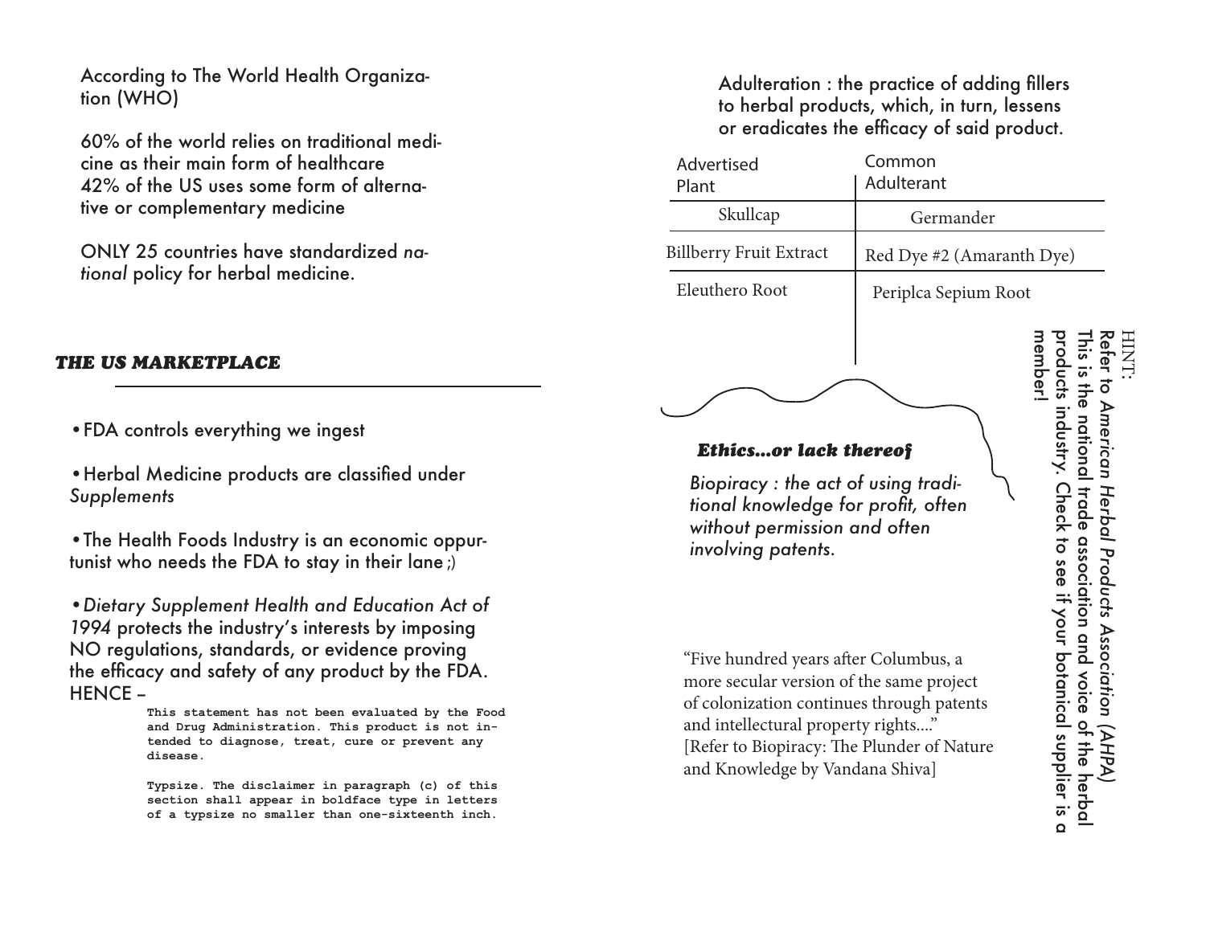According to The World Health Organization (WHO)

60% of the world relies on traditional medicine as their main form of healthcare
42% of the US uses some form of alternative or complementary medicine

ONLY 25 countries have standardized *national* policy for herbal medicine.

## *THE US MARKETPLACE*

- FDA controls everything we ingest
- Herbal Medicine products are classified under *Supplements*
- The Health Foods Industry is an economic oppurtunist who needs the FDA to stay in their lane ;)
- *Dietary Supplement Health and Education Act of 1994* protects the industry's interests by imposing NO regulations, standards, or evidence proving the efficacy and safety of any product by the FDA.

HENCE –

**This statement has not been evaluated by the Food and Drug Administration. This product is not intended to diagnose, treat, cure or prevent any disease.**

**Typsize. The disclaimer in paragraph (c) of this section shall appear in boldface type in letters of a typsize no smaller than one-sixteenth inch.**

Adulteration : the practice of adding fillers to herbal products, which, in turn, lessens or eradicates the efficacy of said product.

| Advertised Plant | Common Adulterant |
|---|---|
| Skullcap | Germander |
| Billberry Fruit Extract | Red Dye #2 (Amaranth Dye) |
| Eleuthero Root | Periplca Sepium Root |

HINT:
Refer to *American Herbal Products Association (AHPA)*
This is the national trade association and voice of the herbal products industry. Check to see if your botanical supplier is a member!

### *Ethics...or lack thereof*

*Biopiracy : the act of using traditional knowledge for profit, often without permission and often involving patents.*

"Five hundred years after Columbus, a more secular version of the same project of colonization continues through patents and intellectural property rights..."
[Refer to Biopiracy: The Plunder of Nature and Knowledge by Vandana Shiva]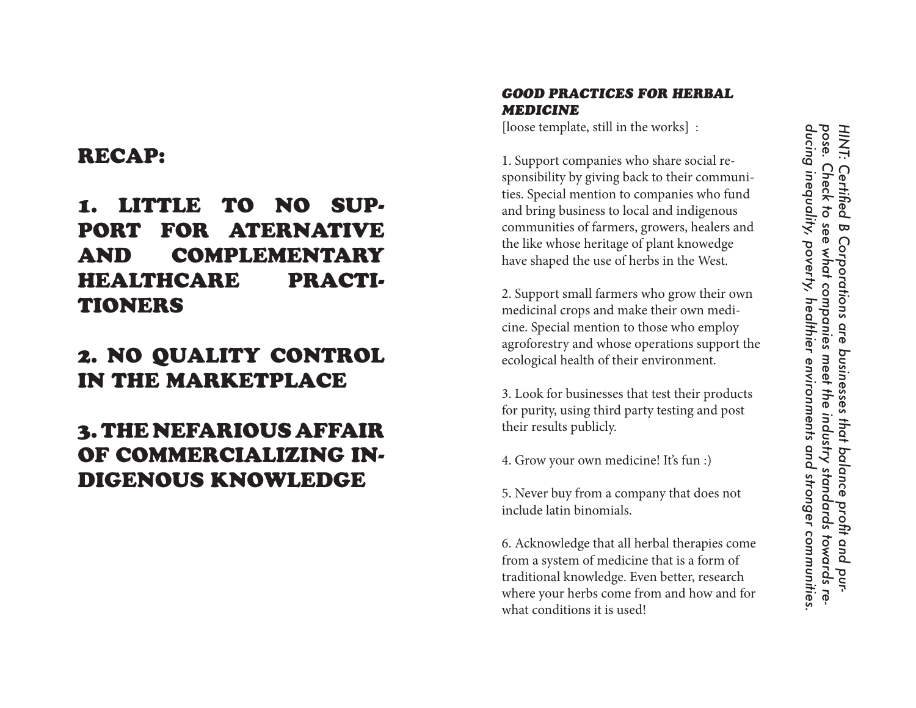# RECAP:

## 1. LITTLE TO NO SUPPORT FOR ATERNATIVE AND COMPLEMENTARY HEALTHCARE PRACTITIONERS

## 2. NO QUALITY CONTROL IN THE MARKETPLACE

## 3. THE NEFARIOUS AFFAIR OF COMMERCIALIZING INDIGENOUS KNOWLEDGE

***GOOD PRACTICES FOR HERBAL MEDICINE***

[loose template, still in the works] :

1. Support companies who share social responsibility by giving back to their communities. Special mention to companies who fund and bring business to local and indigenous communities of farmers, growers, healers and the like whose heritage of plant knowedge have shaped the use of herbs in the West.

2. Support small farmers who grow their own medicinal crops and make their own medicine. Special mention to those who employ agroforestry and whose operations support the ecological health of their environment.

3. Look for businesses that test their products for purity, using third party testing and post their results publicly.

4. Grow your own medicine! It's fun :)

5. Never buy from a company that does not include latin binomials.

6. Acknowledge that all herbal therapies come from a system of medicine that is a form of traditional knowledge. Even better, research where your herbs come from and how and for what conditions it is used!

*HINT: Certified B Corporations are businesses that balance profit and purpose. Check to see what companies meet the industry standards towards reducing inequality, poverty, healthier environments and stronger communities.*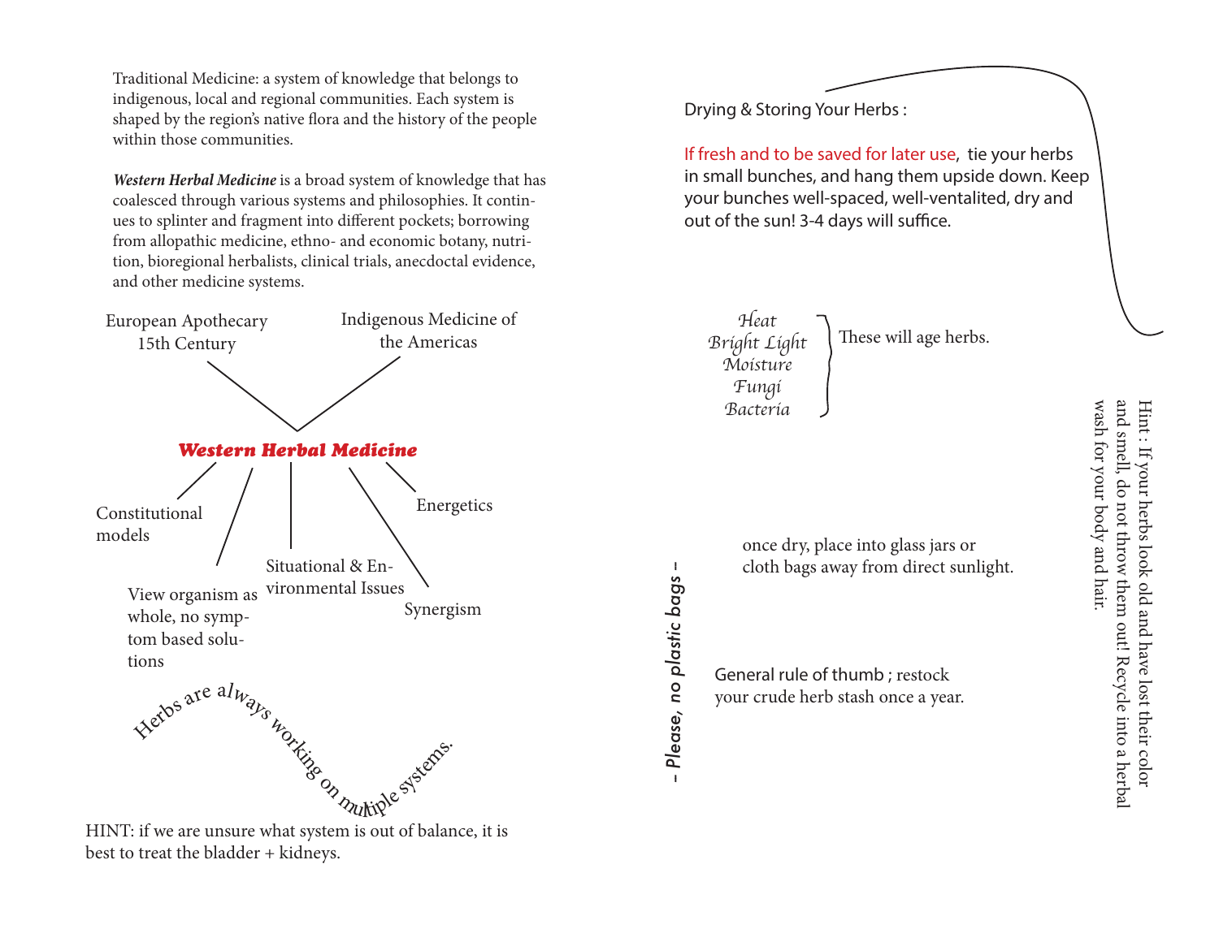Traditional Medicine: a system of knowledge that belongs to indigenous, local and regional communities. Each system is shaped by the region's native flora and the history of the people within those communities.

***Western Herbal Medicine*** is a broad system of knowledge that has coalesced through various systems and philosophies. It continues to splinter and fragment into different pockets; borrowing from allopathic medicine, ethno- and economic botany, nutrition, bioregional herbalists, clinical trials, anecdoctal evidence, and other medicine systems.

European Apothecary 15th Century

Indigenous Medicine of the Americas

***Western Herbal Medicine***

- Constitutional models
- View organism as whole, no symptom based solutions
- Situational & Environmental Issues
- Synergism
- Energetics

Herbs are always working on multiple systems.

HINT: if we are unsure what system is out of balance, it is best to treat the bladder + kidneys.

## Drying & Storing Your Herbs :

If fresh and to be saved for later use, tie your herbs in small bunches, and hang them upside down. Keep your bunches well-spaced, well-ventalited, dry and out of the sun! 3-4 days will suffice.

*Heat*
*Bright Light*
*Moisture*
*Fungi*
*Bacteria*

These will age herbs.

once dry, place into glass jars or cloth bags away from direct sunlight.

*– Please, no plastic bags –*

General rule of thumb ; restock your crude herb stash once a year.

Hint : If your herbs look old and have lost their color and smell, do not throw them out! Recycle into a herbal wash for your body and hair.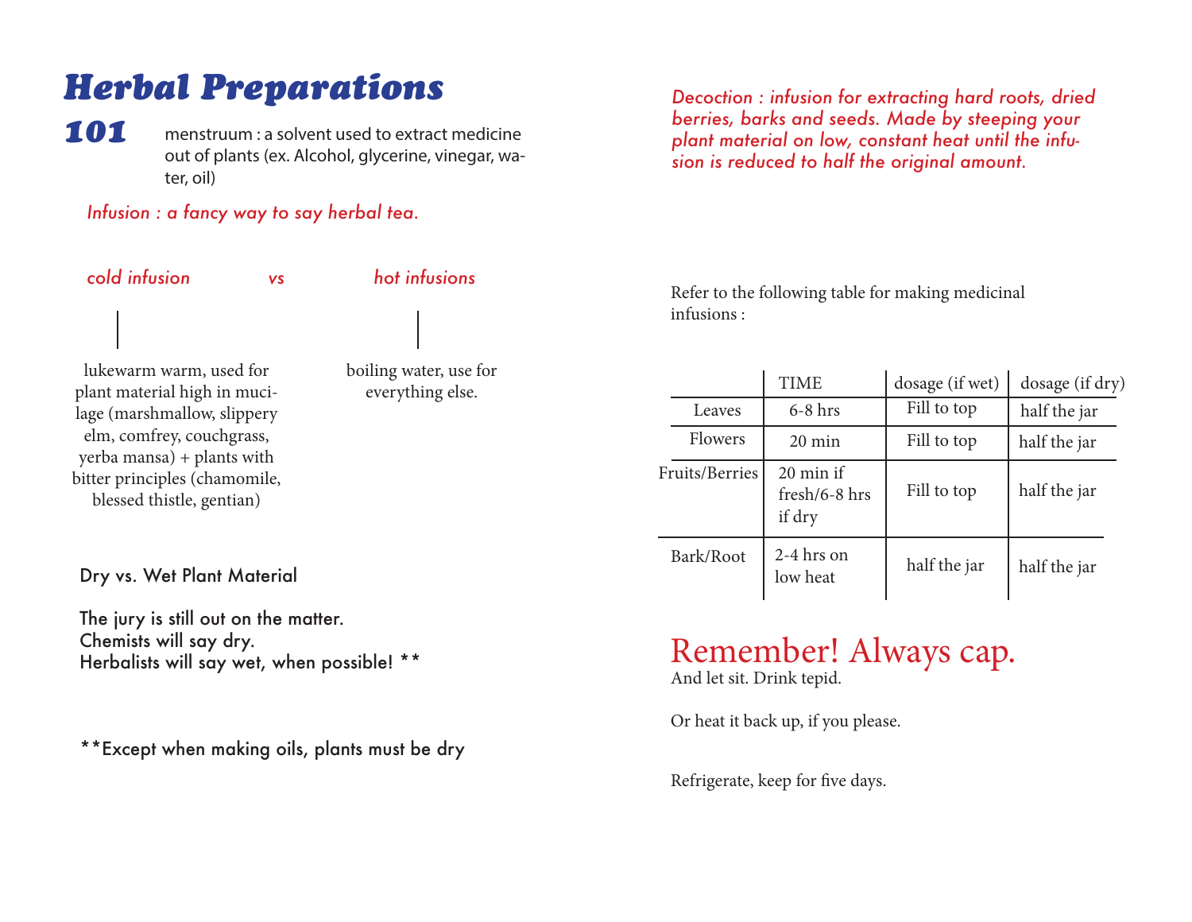# Herbal Preparations 101

menstruum : a solvent used to extract medicine out of plants (ex. Alcohol, glycerine, vinegar, water, oil)

*Infusion : a fancy way to say herbal tea.*

*cold infusion* *vs* *hot infusions*

**cold infusion:** lukewarm warm, used for plant material high in mucilage (marshmallow, slippery elm, comfrey, couchgrass, yerba mansa) + plants with bitter principles (chamomile, blessed thistle, gentian)

**hot infusions:** boiling water, use for everything else.

Dry vs. Wet Plant Material

The jury is still out on the matter.
Chemists will say dry.
Herbalists will say wet, when possible! **

**Except when making oils, plants must be dry

*Decoction : infusion for extracting hard roots, dried berries, barks and seeds. Made by steeping your plant material on low, constant heat until the infusion is reduced to half the original amount.*

Refer to the following table for making medicinal infusions :

| | TIME | dosage (if wet) | dosage (if dry) |
|---|---|---|---|
| Leaves | 6-8 hrs | Fill to top | half the jar |
| Flowers | 20 min | Fill to top | half the jar |
| Fruits/Berries | 20 min if fresh/6-8 hrs if dry | Fill to top | half the jar |
| Bark/Root | 2-4 hrs on low heat | half the jar | half the jar |

## Remember! Always cap.

And let sit. Drink tepid.

Or heat it back up, if you please.

Refrigerate, keep for five days.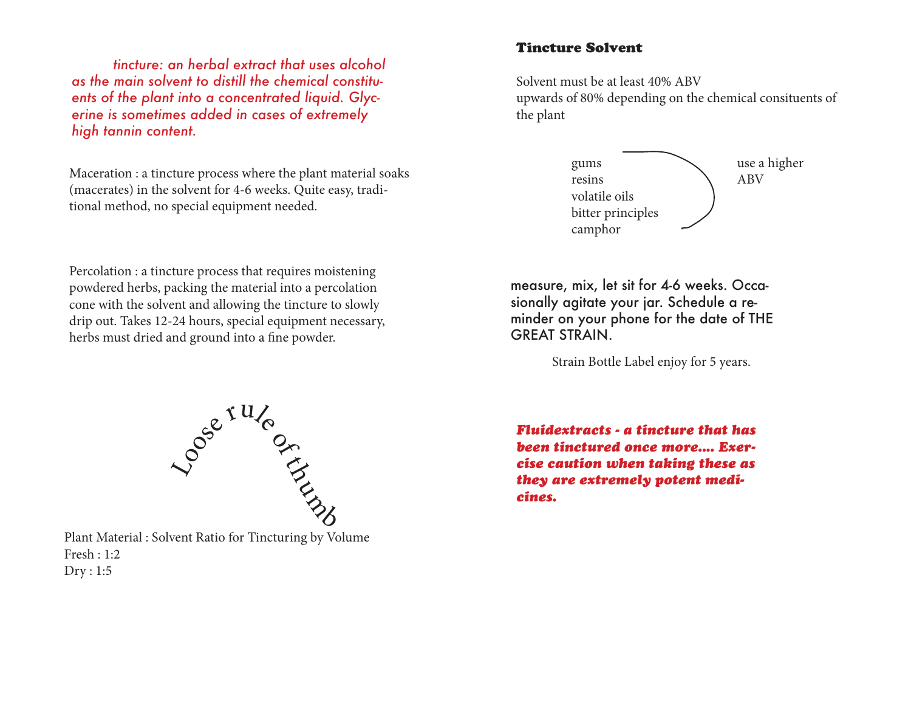*tincture: an herbal extract that uses alcohol as the main solvent to distill the chemical constituents of the plant into a concentrated liquid. Glycerine is sometimes added in cases of extremely high tannin content.*

Maceration : a tincture process where the plant material soaks (macerates) in the solvent for 4-6 weeks. Quite easy, traditional method, no special equipment needed.

Percolation : a tincture process that requires moistening powdered herbs, packing the material into a percolation cone with the solvent and allowing the tincture to slowly drip out. Takes 12-24 hours, special equipment necessary, herbs must dried and ground into a fine powder.

Loose rule of thumb

Plant Material : Solvent Ratio for Tincturing by Volume
Fresh : 1:2
Dry : 1:5

## Tincture Solvent

Solvent must be at least 40% ABV
upwards of 80% depending on the chemical consituents of the plant

gums
resins
volatile oils
bitter principles
camphor

use a higher ABV

measure, mix, let sit for 4-6 weeks. Occasionally agitate your jar. Schedule a reminder on your phone for the date of THE GREAT STRAIN.

Strain Bottle Label enjoy for 5 years.

***Fluidextracts - a tincture that has been tinctured once more.... Exercise caution when taking these as they are extremely potent medicines.***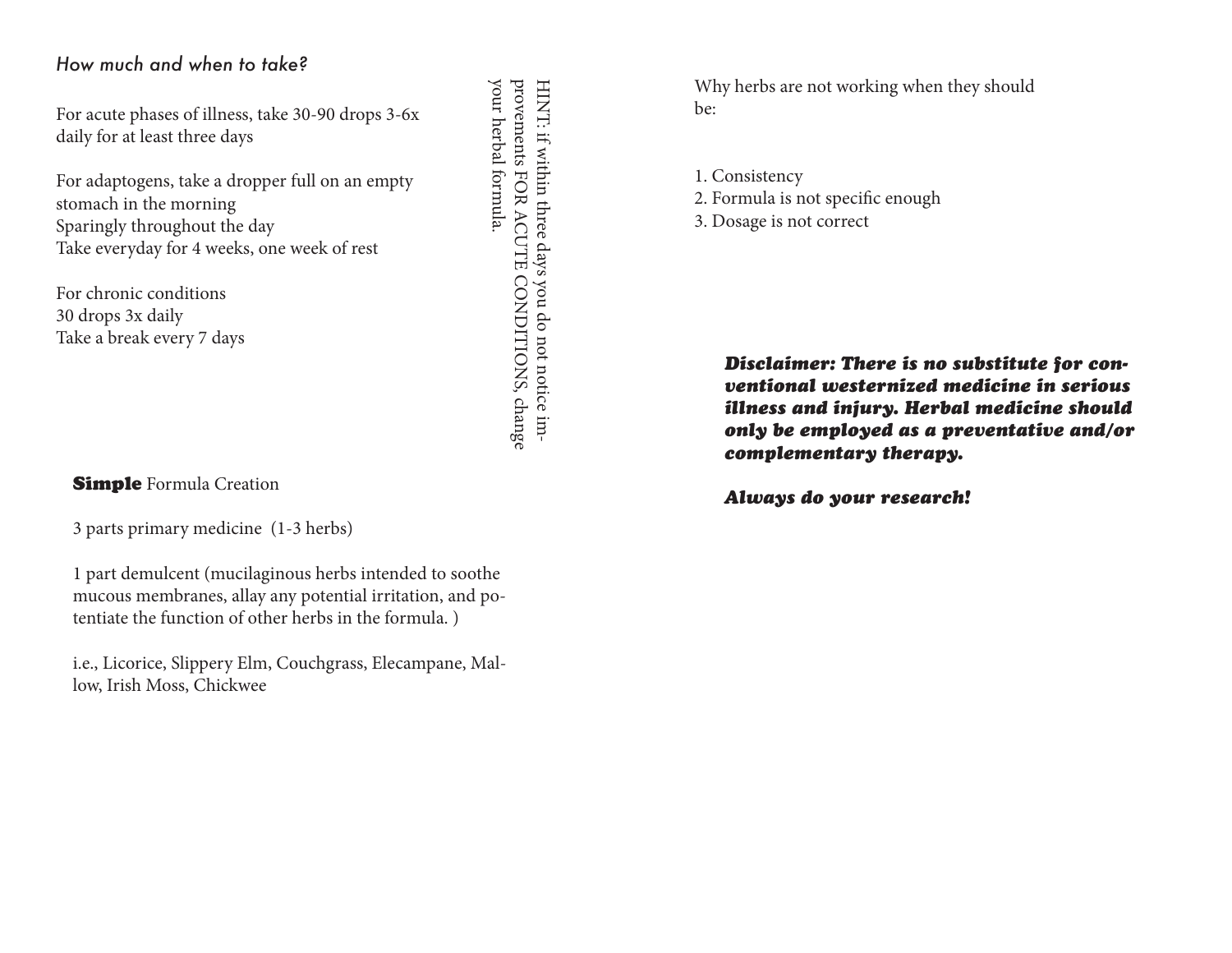*How much and when to take?*

For acute phases of illness, take 30-90 drops 3-6x daily for at least three days

For adaptogens, take a dropper full on an empty stomach in the morning
Sparingly throughout the day
Take everyday for 4 weeks, one week of rest

For chronic conditions
30 drops 3x daily
Take a break every 7 days

HINT: if within three days you do not notice improvements FOR ACUTE CONDITIONS, change your herbal formula.

**Simple** Formula Creation

3 parts primary medicine (1-3 herbs)

1 part demulcent (mucilaginous herbs intended to soothe mucous membranes, allay any potential irritation, and potentiate the function of other herbs in the formula. )

i.e., Licorice, Slippery Elm, Couchgrass, Elecampane, Mallow, Irish Moss, Chickwee

Why herbs are not working when they should be:

1. Consistency
2. Formula is not specific enough
3. Dosage is not correct

***Disclaimer: There is no substitute for conventional westernized medicine in serious illness and injury. Herbal medicine should only be employed as a preventative and/or complementary therapy.***

***Always do your research!***